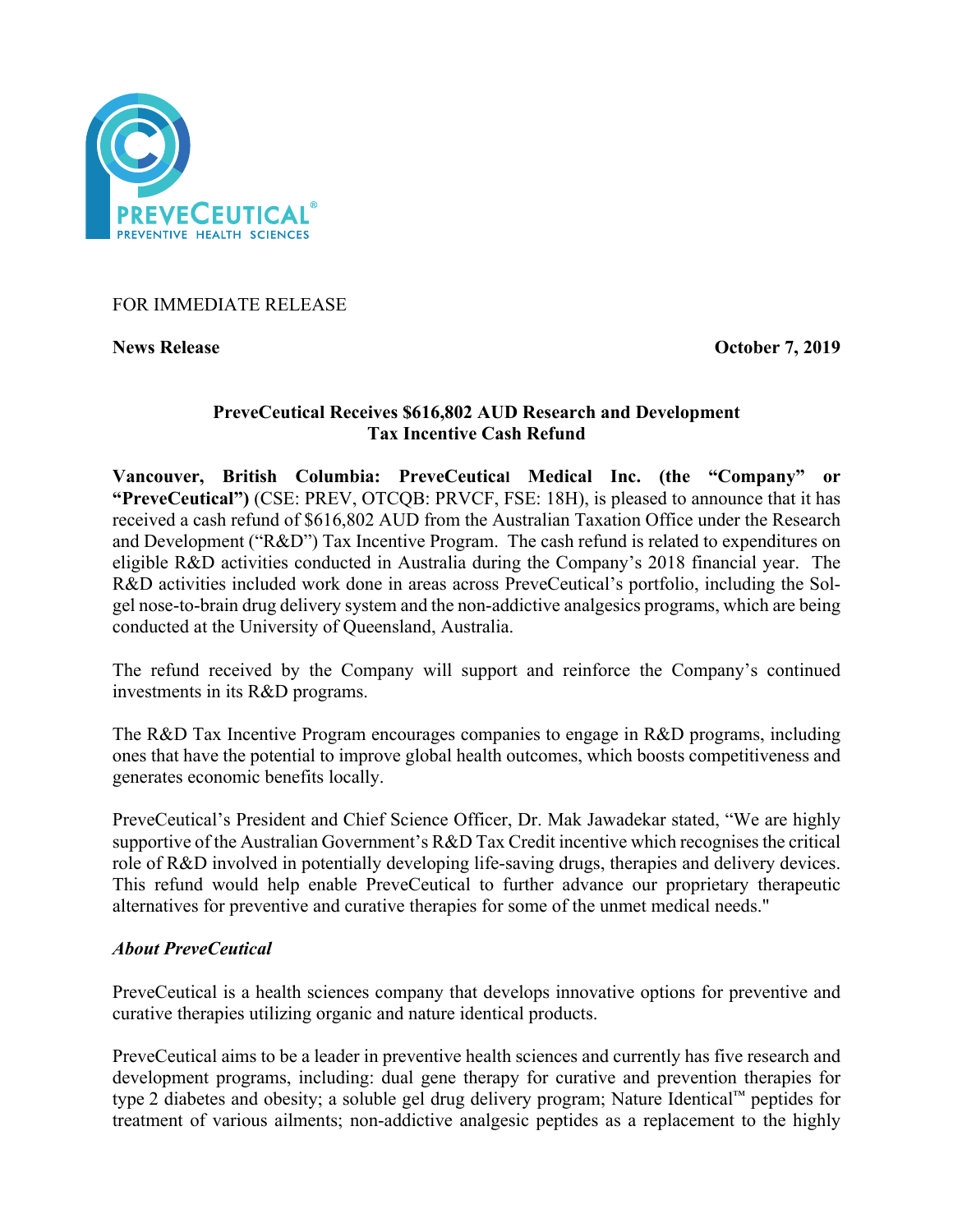PREVECEUTICAL®
PREVENTIVE HEALTH SCIENCES

FOR IMMEDIATE RELEASE

**News Release** **October 7, 2019**

## PreveCeutical Receives $616,802 AUD Research and Development Tax Incentive Cash Refund

**Vancouver, British Columbia: PreveCeutical Medical Inc. (the "Company" or "PreveCeutical")** (CSE: PREV, OTCQB: PRVCF, FSE: 18H), is pleased to announce that it has received a cash refund of $616,802 AUD from the Australian Taxation Office under the Research and Development ("R&D") Tax Incentive Program. The cash refund is related to expenditures on eligible R&D activities conducted in Australia during the Company's 2018 financial year. The R&D activities included work done in areas across PreveCeutical's portfolio, including the Sol-gel nose-to-brain drug delivery system and the non-addictive analgesics programs, which are being conducted at the University of Queensland, Australia.

The refund received by the Company will support and reinforce the Company's continued investments in its R&D programs.

The R&D Tax Incentive Program encourages companies to engage in R&D programs, including ones that have the potential to improve global health outcomes, which boosts competitiveness and generates economic benefits locally.

PreveCeutical's President and Chief Science Officer, Dr. Mak Jawadekar stated, "We are highly supportive of the Australian Government's R&D Tax Credit incentive which recognises the critical role of R&D involved in potentially developing life-saving drugs, therapies and delivery devices. This refund would help enable PreveCeutical to further advance our proprietary therapeutic alternatives for preventive and curative therapies for some of the unmet medical needs."

### *About PreveCeutical*

PreveCeutical is a health sciences company that develops innovative options for preventive and curative therapies utilizing organic and nature identical products.

PreveCeutical aims to be a leader in preventive health sciences and currently has five research and development programs, including: dual gene therapy for curative and prevention therapies for type 2 diabetes and obesity; a soluble gel drug delivery program; Nature Identical™ peptides for treatment of various ailments; non-addictive analgesic peptides as a replacement to the highly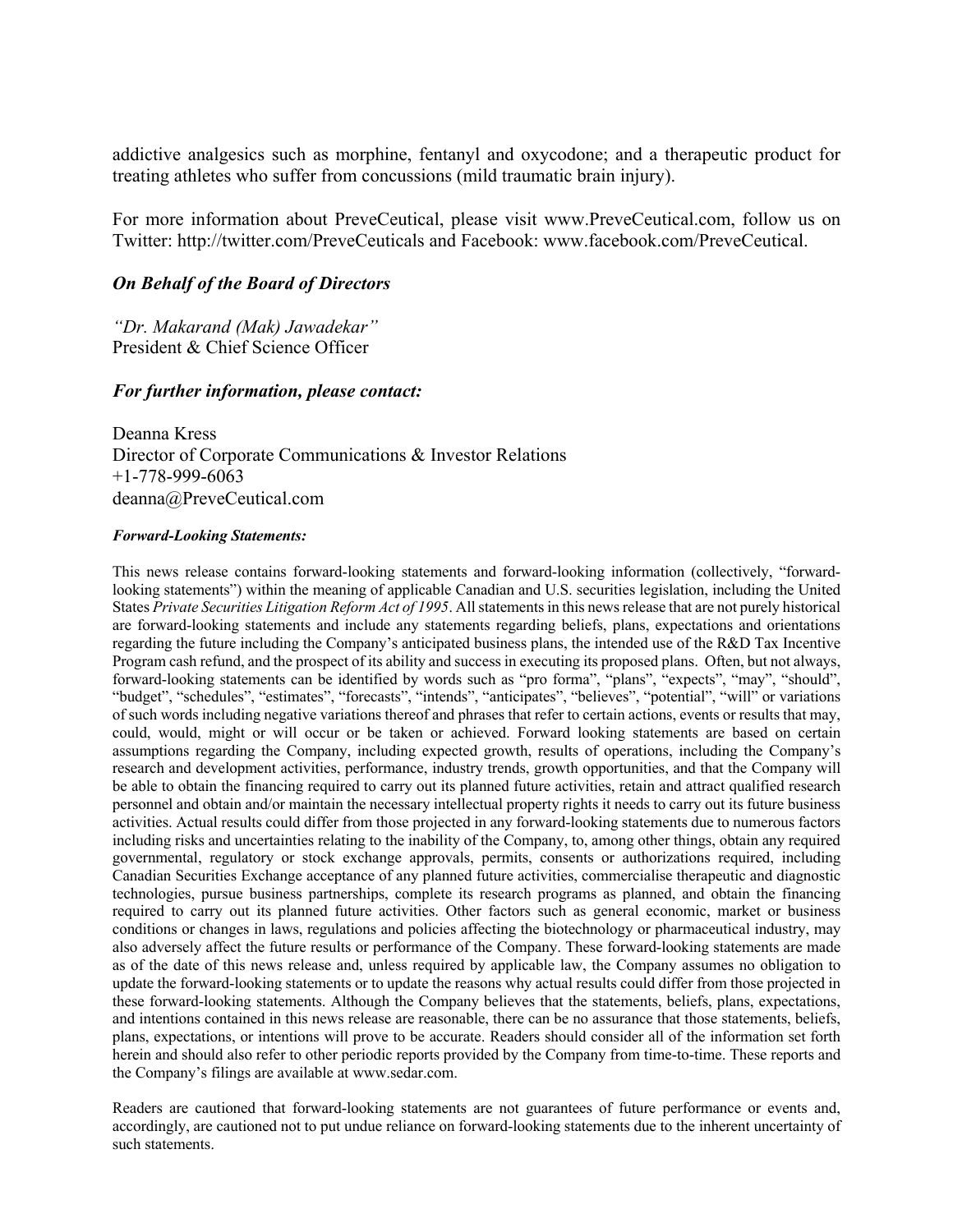addictive analgesics such as morphine, fentanyl and oxycodone; and a therapeutic product for treating athletes who suffer from concussions (mild traumatic brain injury).

For more information about PreveCeutical, please visit www.PreveCeutical.com, follow us on Twitter: http://twitter.com/PreveCeuticals and Facebook: www.facebook.com/PreveCeutical.

***On Behalf of the Board of Directors***

*"Dr. Makarand (Mak) Jawadekar"*
President & Chief Science Officer

***For further information, please contact:***

Deanna Kress
Director of Corporate Communications & Investor Relations
+1-778-999-6063
deanna@PreveCeutical.com

***Forward-Looking Statements:***

This news release contains forward-looking statements and forward-looking information (collectively, "forward-looking statements") within the meaning of applicable Canadian and U.S. securities legislation, including the United States *Private Securities Litigation Reform Act of 1995*. All statements in this news release that are not purely historical are forward-looking statements and include any statements regarding beliefs, plans, expectations and orientations regarding the future including the Company's anticipated business plans, the intended use of the R&D Tax Incentive Program cash refund, and the prospect of its ability and success in executing its proposed plans. Often, but not always, forward-looking statements can be identified by words such as "pro forma", "plans", "expects", "may", "should", "budget", "schedules", "estimates", "forecasts", "intends", "anticipates", "believes", "potential", "will" or variations of such words including negative variations thereof and phrases that refer to certain actions, events or results that may, could, would, might or will occur or be taken or achieved. Forward looking statements are based on certain assumptions regarding the Company, including expected growth, results of operations, including the Company's research and development activities, performance, industry trends, growth opportunities, and that the Company will be able to obtain the financing required to carry out its planned future activities, retain and attract qualified research personnel and obtain and/or maintain the necessary intellectual property rights it needs to carry out its future business activities. Actual results could differ from those projected in any forward-looking statements due to numerous factors including risks and uncertainties relating to the inability of the Company, to, among other things, obtain any required governmental, regulatory or stock exchange approvals, permits, consents or authorizations required, including Canadian Securities Exchange acceptance of any planned future activities, commercialise therapeutic and diagnostic technologies, pursue business partnerships, complete its research programs as planned, and obtain the financing required to carry out its planned future activities. Other factors such as general economic, market or business conditions or changes in laws, regulations and policies affecting the biotechnology or pharmaceutical industry, may also adversely affect the future results or performance of the Company. These forward-looking statements are made as of the date of this news release and, unless required by applicable law, the Company assumes no obligation to update the forward-looking statements or to update the reasons why actual results could differ from those projected in these forward-looking statements. Although the Company believes that the statements, beliefs, plans, expectations, and intentions contained in this news release are reasonable, there can be no assurance that those statements, beliefs, plans, expectations, or intentions will prove to be accurate. Readers should consider all of the information set forth herein and should also refer to other periodic reports provided by the Company from time-to-time. These reports and the Company's filings are available at www.sedar.com.

Readers are cautioned that forward-looking statements are not guarantees of future performance or events and, accordingly, are cautioned not to put undue reliance on forward-looking statements due to the inherent uncertainty of such statements.